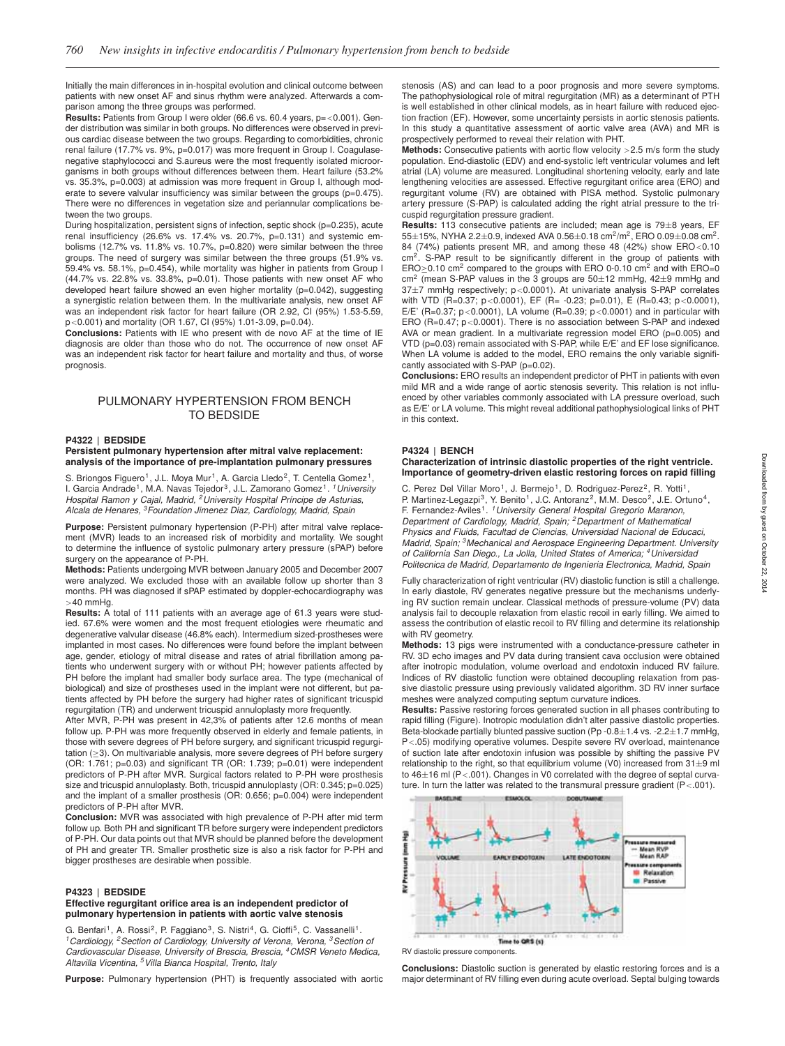Initially the main differences in in-hospital evolution and clinical outcome between patients with new onset AF and sinus rhythm were analyzed. Afterwards a comparison among the three groups was performed.

**Results:** Patients from Group I were older (66.6 vs. 60.4 years, p=<0.001). Gender distribution was similar in both groups. No differences were observed in previous cardiac disease between the two groups. Regarding to comorbidities, chronic renal failure (17.7% vs. 9%, p=0.017) was more frequent in Group I. Coagulase-negative staphylococci and S.aureus were the most frequently isolated microorganisms in both groups without differences between them. Heart failure (53.2% vs. 35.3%, p=0.003) at admission was more frequent in Group I, although moderate to severe valvular insufficiency was similar between the groups (p=0.475). There were no differences in vegetation size and periannular complications between the two groups.

During hospitalization, persistent signs of infection, septic shock (p=0.235), acute renal insufficiency (26.6% vs. 17.4% vs. 20.7%, p=0.131) and systemic embolisms (12.7% vs. 11.8% vs. 10.7%, p=0.820) were similar between the three groups. The need of surgery was similar between the three groups (51.9% vs. 59.4% vs. 58.1%, p=0.454), while mortality was higher in patients from Group I (44.7% vs. 22.8% vs. 33.8%, p=0.01). Those patients with new onset AF who developed heart failure showed an even higher mortality (p=0.042), suggesting a synergistic relation between them. In the multivariate analysis, new onset AF was an independent risk factor for heart failure (OR 2.92, CI (95%) 1.53-5.59, p<0.001) and mortality (OR 1.67, CI (95%) 1.01-3.09, p=0.04).

**Conclusions:** Patients with IE who present with de novo AF at the time of IE diagnosis are older than those who do not. The occurrence of new onset AF was an independent risk factor for heart failure and mortality and thus, of worse prognosis.

## PULMONARY HYPERTENSION FROM BENCH TO BEDSIDE

### P4322 | BEDSIDE

**Persistent pulmonary hypertension after mitral valve replacement: analysis of the importance of pre-implantation pulmonary pressures**

S. Briongos Figuero[1], J.L. Moya Mur[1], A. Garcia Lledo[2], T. Centella Gomez[1], I. Garcia Andrade[1], M.A. Navas Tejedor[3], J.L. Zamorano Gomez[1]. *[1]University Hospital Ramon y Cajal, Madrid, [2]University Hospital Príncipe de Asturias, Alcala de Henares, [3]Foundation Jimenez Diaz, Cardiology, Madrid, Spain*

**Purpose:** Persistent pulmonary hypertension (P-PH) after mitral valve replacement (MVR) leads to an increased risk of morbidity and mortality. We sought to determine the influence of systolic pulmonary artery pressure (sPAP) before surgery on the appearance of P-PH.

**Methods:** Patients undergoing MVR between January 2005 and December 2007 were analyzed. We excluded those with an available follow up shorter than 3 months. PH was diagnosed if sPAP estimated by doppler-echocardiography was >40 mmHg.

**Results:** A total of 111 patients with an average age of 61.3 years were studied. 67.6% were women and the most frequent etiologies were rheumatic and degenerative valvular disease (46.8% each). Intermedium sized-prostheses were implanted in most cases. No differences were found before the implant between age, gender, etiology of mitral disease and rates of atrial fibrillation among patients who underwent surgery with or without PH; however patients affected by PH before the implant had smaller body surface area. The type (mechanical of biological) and size of prostheses used in the implant were not different, but patients affected by PH before the surgery had higher rates of significant tricuspid regurgitation (TR) and underwent tricuspid annuloplasty more frequently.

After MVR, P-PH was present in 42,3% of patients after 12.6 months of mean follow up. P-PH was more frequently observed in elderly and female patients, in those with severe degrees of PH before surgery, and significant tricuspid regurgitation (≥3). On multivariable analysis, more severe degrees of PH before surgery (OR: 1.761; p=0.03) and significant TR (OR: 1.739; p=0.01) were independent predictors of P-PH after MVR. Surgical factors related to P-PH were prosthesis size and tricuspid annuloplasty. Both, tricuspid annuloplasty (OR: 0.345; p=0.025) and the implant of a smaller prosthesis (OR: 0.656; p=0.004) were independent predictors of P-PH after MVR.

**Conclusion:** MVR was associated with high prevalence of P-PH after mid term follow up. Both PH and significant TR before surgery were independent predictors of P-PH. Our data points out that MVR should be planned before the development of PH and greater TR. Smaller prosthetic size is also a risk factor for P-PH and bigger prostheses are desirable when possible.

### P4323 | BEDSIDE

**Effective regurgitant orifice area is an independent predictor of pulmonary hypertension in patients with aortic valve stenosis**

G. Benfari[1], A. Rossi[2], P. Faggiano[3], S. Nistri[4], G. Cioffi[5], C. Vassanelli[1]. *[1]Cardiology, [2]Section of Cardiology, University of Verona, Verona, [3]Section of Cardiovascular Disease, University of Brescia, Brescia, [4]CMSR Veneto Medica, Altavilla Vicentina, [5]Villa Bianca Hospital, Trento, Italy*

**Purpose:** Pulmonary hypertension (PHT) is frequently associated with aortic stenosis (AS) and can lead to a poor prognosis and more severe symptoms. The pathophysiological role of mitral regurgitation (MR) as a determinant of PTH is well established in other clinical models, as in heart failure with reduced ejection fraction (EF). However, some uncertainty persists in aortic stenosis patients. In this study a quantitative assessment of aortic valve area (AVA) and MR is prospectively performed to reveal their relation with PHT.

**Methods:** Consecutive patients with aortic flow velocity >2.5 m/s form the study population. End-diastolic (EDV) and end-systolic left ventricular volumes and left atrial (LA) volume are measured. Longitudinal shortening velocity, early and late lengthening velocities are assessed. Effective regurgitant orifice area (ERO) and regurgitant volume (RV) are obtained with PISA method. Systolic pulmonary artery pressure (S-PAP) is calculated adding the right atrial pressure to the tricuspid regurgitation pressure gradient.

**Results:** 113 consecutive patients are included; mean age is 79±8 years, EF 55±15%, NYHA 2.2±0.9, indexed AVA 0.56±0.18 $cm^2/m^2$, ERO 0.09±0.08 $cm^2$. 84 (74%) patients present MR, and among these 48 (42%) show ERO<0.10 $cm^2$. S-PAP result to be significantly different in the group of patients with ERO≥0.10 $cm^2$ compared to the groups with ERO 0-0.10 $cm^2$ and with ERO=0 $cm^2$ (mean S-PAP values in the 3 groups are 50±12 mmHg, 42±9 mmHg and 37±7 mmHg respectively; p<0.0001). At univariate analysis S-PAP correlates with VTD (R=0.37; p<0.0001), EF (R= -0.23; p=0.01), E (R=0.43; p<0.0001), E/E' (R=0.37; p<0.0001), LA volume (R=0.39; p<0.0001) and in particular with ERO (R=0.47; p<0.0001). There is no association between S-PAP and indexed AVA or mean gradient. In a multivariate regression model ERO (p=0.005) and VTD (p=0.03) remain associated with S-PAP, while E/E' and EF lose significance. When LA volume is added to the model, ERO remains the only variable significantly associated with S-PAP (p=0.02).

**Conclusions:** ERO results an independent predictor of PHT in patients with even mild MR and a wide range of aortic stenosis severity. This relation is not influenced by other variables commonly associated with LA pressure overload, such as E/E' or LA volume. This might reveal additional pathophysiological links of PHT in this context.

### P4324 | BENCH

**Characterization of intrinsic diastolic properties of the right ventricle. Importance of geometry-driven elastic restoring forces on rapid filling**

C. Perez Del Villar Moro[1], J. Bermejo[1], D. Rodriguez-Perez[2], R. Yotti[1], P. Martinez-Legazpi[3], Y. Benito[1], J.C. Antoranz[2], M.M. Desco[2], J.E. Ortuno[4], F. Fernandez-Aviles[1]. *[1]University General Hospital Gregorio Maranon, Department of Cardiology, Madrid, Spain; [2]Department of Mathematical Physics and Fluids, Facultad de Ciencias, Universidad Nacional de Educaci, Madrid, Spain; [3]Mechanical and Aerospace Engineering Department. University of California San Diego., La Jolla, United States of America; [4]Universidad Politecnica de Madrid, Departamento de Ingenieria Electronica, Madrid, Spain*

Fully characterization of right ventricular (RV) diastolic function is still a challenge. In early diastole, RV generates negative pressure but the mechanisms underlying RV suction remain unclear. Classical methods of pressure-volume (PV) data analysis fail to decouple relaxation from elastic recoil in early filling. We aimed to assess the contribution of elastic recoil to RV filling and determine its relationship with RV geometry.

**Methods:** 13 pigs were instrumented with a conductance-pressure catheter in RV. 3D echo images and PV data during transient cava occlusion were obtained after inotropic modulation, volume overload and endotoxin induced RV failure. Indices of RV diastolic function were obtained decoupling relaxation from passive diastolic pressure using previously validated algorithm. 3D RV inner surface meshes were analyzed computing septum curvature indices.

**Results:** Passive restoring forces generated suction in all phases contributing to rapid filling (Figure). Inotropic modulation didn't alter passive diastolic properties. Beta-blockade partially blunted passive suction (Pp -0.8±1.4 vs. -2.2±1.7 mmHg, P<.05) modifying operative volumes. Despite severe RV overload, maintenance of suction late after endotoxin infusion was possible by shifting the passive PV relationship to the right, so that equilibrium volume (V0) increased from 31±9 ml to 46±16 ml (P<.001). Changes in V0 correlated with the degree of septal curvature. In turn the latter was related to the transmural pressure gradient (P<.001).

RV diastolic pressure components.

**Conclusions:** Diastolic suction is generated by elastic restoring forces and is a major determinant of RV filling even during acute overload. Septal bulging towards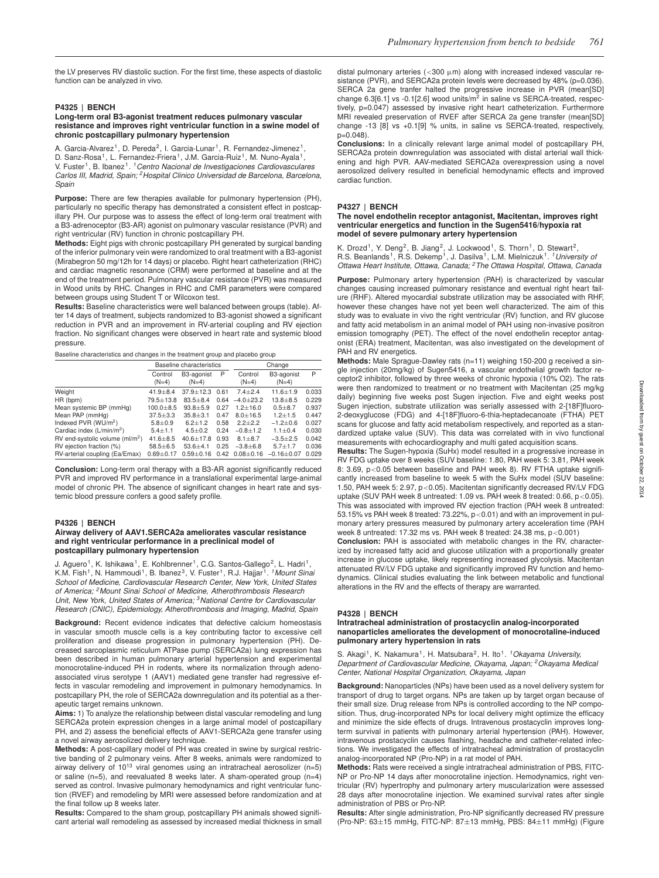the LV preserves RV diastolic suction. For the first time, these aspects of diastolic function can be analyzed in vivo.

## P4325 | BENCH

### Long-term oral B3-agonist treatment reduces pulmonary vascular resistance and improves right ventricular function in a swine model of chronic postcapillary pulmonary hypertension

A. Garcia-Alvarez[1], D. Pereda[2], I. Garcia-Lunar[1], R. Fernandez-Jimenez[1], D. Sanz-Rosa[1], L. Fernandez-Friera[1], J.M. Garcia-Ruiz[1], M. Nuno-Ayala[1], V. Fuster[1], B. Ibanez[1]. *[1]Centro Nacional de Investigaciones Cardiovasculares Carlos III, Madrid, Spain; [2]Hospital Clinico Universidad de Barcelona, Barcelona, Spain*

**Purpose:** There are few therapies available for pulmonary hypertension (PH), particularly no specific therapy has demonstrated a consistent effect in postcapillary PH. Our purpose was to assess the effect of long-term oral treatment with a B3-adrenoceptor (B3-AR) agonist on pulmonary vascular resistance (PVR) and right ventricular (RV) function in chronic postcapillary PH.

**Methods:** Eight pigs with chronic postcapillary PH generated by surgical banding of the inferior pulmonary vein were randomized to oral treatment with a B3-agonist (Mirabegron 50 mg/12h for 14 days) or placebo. Right heart catheterization (RHC) and cardiac magnetic resonance (CRM) were performed at baseline and at the end of the treatment period. Pulmonary vascular resistance (PVR) was measured in Wood units by RHC. Changes in RHC and CMR parameters were compared between groups using Student T or Wilcoxon test.

**Results:** Baseline characteristics were well balanced between groups (table). After 14 days of treatment, subjects randomized to B3-agonist showed a significant reduction in PVR and an improvement in RV-arterial coupling and RV ejection fraction. No significant changes were observed in heart rate and systemic blood pressure.

Baseline characteristics and changes in the treatment group and placebo group

| | Baseline characteristics | | | Change | | |
|---|---|---|---|---|---|---|
| | Control (N=4) | B3-agonist (N=4) | P | Control (N=4) | B3-agonist (N=4) | P |
| Weight | 41.9±8.4 | 37.9±12.3 | 0.61 | 7.4±2.4 | 11.6±1.9 | 0.033 |
| HR (bpm) | 79.5±13.8 | 83.5±8.4 | 0.64 | −4.0±23.2 | 13.8±8.5 | 0.229 |
| Mean systemic BP (mmHg) | 100.0±8.5 | 93.8±5.9 | 0.27 | 1.2±16.0 | 0.5±8.7 | 0.937 |
| Mean PAP (mmHg) | 37.5±3.3 | 35.8±3.1 | 0.47 | 8.0±16.5 | 1.2±1.5 | 0.447 |
| Indexed PVR (WU/m$^2$) | 5.8±0.9 | 6.2±1.2 | 0.58 | 2.2±2.2 | −1.2±0.6 | 0.027 |
| Cardiac index (L/min/m$^2$) | 5.4±1.1 | 4.5±0.2 | 0.24 | −0.8±1.2 | 1.1±0.4 | 0.030 |
| RV end-systolic volume (ml/m$^2$) | 41.6±8.5 | 40.6±17.8 | 0.93 | 8.1±8.7 | −3.5±2.5 | 0.042 |
| RV ejection fraction (%) | 58.5±6.5 | 53.6±4.1 | 0.25 | −3.8±6.8 | 5.7±1.7 | 0.036 |
| RV-arterial coupling (Ea/Emax) | 0.69±0.17 | 0.59±0.16 | 0.42 | 0.08±0.16 | −0.16±0.07 | 0.029 |

**Conclusion:** Long-term oral therapy with a B3-AR agonist significantly reduced PVR and improved RV performance in a translational experimental large-animal model of chronic PH. The absence of significant changes in heart rate and systemic blood pressure confers a good safety profile.

## P4326 | BENCH

### Airway delivery of AAV1.SERCA2a ameliorates vascular resistance and right ventricular performance in a preclinical model of postcapillary pulmonary hypertension

J. Aguero[1], K. Ishikawa[1], E. Kohlbrenner[1], C.G. Santos-Gallego[2], L. Hadri[1], K.M. Fish[1], N. Hammoudi[1], B. Ibanez[3], V. Fuster[1], R.J. Hajjar[1]. *[1]Mount Sinai School of Medicine, Cardiovascular Research Center, New York, United States of America; [2]Mount Sinai School of Medicine, Atherothrombosis Research Unit, New York, United States of America; [3]National Centre for Cardiovascular Research (CNIC), Epidemiology, Atherothrombosis and Imaging, Madrid, Spain*

**Background:** Recent evidence indicates that defective calcium homeostasis in vascular smooth muscle cells is a key contributing factor to excessive cell proliferation and disease progression in pulmonary hypertension (PH). Decreased sarcoplasmic reticulum ATPase pump (SERCA2a) lung expression has been described in human pulmonary arterial hypertension and experimental monocrotaline-induced PH in rodents, where its normalization through adeno-associated virus serotype 1 (AAV1) mediated gene transfer had regressive effects in vascular remodeling and improvement in pulmonary hemodynamics. In postcapillary PH, the role of SERCA2a downregulation and its potential as a therapeutic target remains unknown.

**Aims:** 1) To analyze the relationship between distal vascular remodeling and lung SERCA2a protein expression changes in a large animal model of postcapillary PH, and 2) assess the beneficial effects of AAV1-SERCA2a gene transfer using a novel airway aerosolized delivery technique.

**Methods:** A post-capillary model of PH was created in swine by surgical restrictive banding of 2 pulmonary veins. After 8 weeks, animals were randomized to airway delivery of $10^{13}$ viral genomes using an intratracheal aerosolizer (n=5) or saline (n=5), and reevaluated 8 weeks later. A sham-operated group (n=4) served as control. Invasive pulmonary hemodynamics and right ventricular function (RVEF) and remodeling by MRI were assessed before randomization and at the final follow up 8 weeks later.

**Results:** Compared to the sham group, postcapillary PH animals showed significant arterial wall remodeling as assessed by increased medial thickness in small distal pulmonary arteries (<300 μm) along with increased indexed vascular resistance (PVR), and SERCA2a protein levels were decreased by 48% (p=0.036). SERCA 2a gene tranfer halted the progressive increase in PVR (mean[SD] change 6.3[6.1] vs -0.1[2.6] wood units/m$^2$ in saline vs SERCA-treated, respectively, p=0.047) assessed by invasive right heart catheterization. Furthermore MRI revealed preservation of RVEF after SERCA 2a gene transfer (mean[SD] change -13 [8] vs +0.1[9] % units, in saline vs SERCA-treated, respectively, p=0.048).

**Conclusions:** In a clinically relevant large animal model of postcapillary PH, SERCA2a protein downregulation was associated with distal arterial wall thickening and high PVR. AAV-mediated SERCA2a overexpression using a novel aerosolized delivery resulted in beneficial hemodynamic effects and improved cardiac function.

## P4327 | BENCH

### The novel endothelin receptor antagonist, Macitentan, improves right ventricular energetics and function in the Sugen5416/hypoxia rat model of severe pulmonary artery hypertension

K. Drozd[1], Y. Deng[2], B. Jiang[2], J. Lockwood[1], S. Thorn[1], D. Stewart[2], R.S. Beanlands[1], R.S. Dekemp[1], J. Dasilva[1], L.M. Mielniczuk[1]. *[1]University of Ottawa Heart Institute, Ottawa, Canada; [2]The Ottawa Hospital, Ottawa, Canada*

**Purpose:** Pulmonary artery hypertension (PAH) is characterized by vascular changes causing increased pulmonary resistance and eventual right heart failure (RHF). Altered myocardial substrate utilization may be associated with RHF, however these changes have not yet been well characterized. The aim of this study was to evaluate in vivo the right ventricular (RV) function, and RV glucose and fatty acid metabolism in an animal model of PAH using non-invasive positron emission tomography (PET). The effect of the novel endothelin receptor antagonist (ERA) treatment, Macitentan, was also investigated on the development of PAH and RV energetics.

**Methods:** Male Sprague-Dawley rats (n=11) weighing 150-200 g received a single injection (20mg/kg) of Sugen5416, a vascular endothelial growth factor receptor2 inhibitor, followed by three weeks of chronic hypoxia (10% O2). The rats were then randomized to treatment or no treatment with Macitentan (25 mg/kg daily) beginning five weeks post Sugen injection. Five and eight weeks post Sugen injection, substrate utilization was serially assessed with 2-[18F]fluoro-2-deoxyglucose (FDG) and 4-[18F]fluoro-6-thia-heptadecanoate (FTHA) PET scans for glucose and fatty acid metabolism respectively, and reported as a standardized uptake value (SUV). This data was correlated with in vivo functional measurements with echocardiography and multi gated acquisition scans.

**Results:** The Sugen-hypoxia (SuHx) model resulted in a progressive increase in RV FDG uptake over 8 weeks (SUV baseline: 1.80, PAH week 5: 3.81, PAH week 8: 3.69, $p<0.05$ between baseline and PAH week 8). RV FTHA uptake significantly increased from baseline to week 5 with the SuHx model (SUV baseline: 1.50, PAH week 5: 2.97, $p<0.05$). Macitentan significantly decreased RV/LV FDG uptake (SUV PAH week 8 untreated: 1.09 vs. PAH week 8 treated: 0.66, $p<0.05$). This was associated with improved RV ejection fraction (PAH week 8 untreated: 53.15% vs PAH week 8 treated: 73.22%, $p<0.01$) and with an improvement in pulmonary artery pressures measured by pulmonary artery acceleration time (PAH week 8 untreated: 17.32 ms vs. PAH week 8 treated: 24.38 ms, $p<0.001$)

**Conclusion:** PAH is associated with metabolic changes in the RV, characterized by increased fatty acid and glucose utilization with a proportionally greater increase in glucose uptake, likely representing increased glycolysis. Macitentan attenuated RV/LV FDG uptake and significantly improved RV function and hemodynamics. Clinical studies evaluating the link between metabolic and functional alterations in the RV and the effects of therapy are warranted.

## P4328 | BENCH

### Intratracheal administration of prostacyclin analog-incorporated nanoparticles ameliorates the development of monocrotaline-induced pulmonary artery hypertension in rats

S. Akagi[1], K. Nakamura[1], H. Matsubara[2], H. Ito[1]. *[1]Okayama University, Department of Cardiovascular Medicine, Okayama, Japan; [2]Okayama Medical Center, National Hospital Organization, Okayama, Japan*

**Background:** Nanoparticles (NPs) have been used as a novel delivery system for transport of drug to target organs. NPs are taken up by target organ because of their small size. Drug release from NPs is controlled according to the NP composition. Thus, drug-incorporated NPs for local delivery might optimize the efficacy and minimize the side effects of drugs. Intravenous prostacyclin improves long-term survival in patients with pulmonary arterial hypertension (PAH). However, intravenous prostacyclin causes flashing, headache and catheter-related infections. We investigated the effects of intratracheal administration of prostacyclin analog-incorporated NP (Pro-NP) in a rat model of PAH.

**Methods:** Rats were received a single intratracheal administration of PBS, FITC-NP or Pro-NP 14 days after monocrotaline injection. Hemodynamics, right ventricular (RV) hypertrophy and pulmonary artery muscularization were assessed 28 days after monocrotaline injection. We examined survival rates after single administration of PBS or Pro-NP.

**Results:** After single administration, Pro-NP significantly decreased RV pressure (Pro-NP: 63±15 mmHg, FITC-NP: 87±13 mmHg, PBS: 84±11 mmHg) (Figure